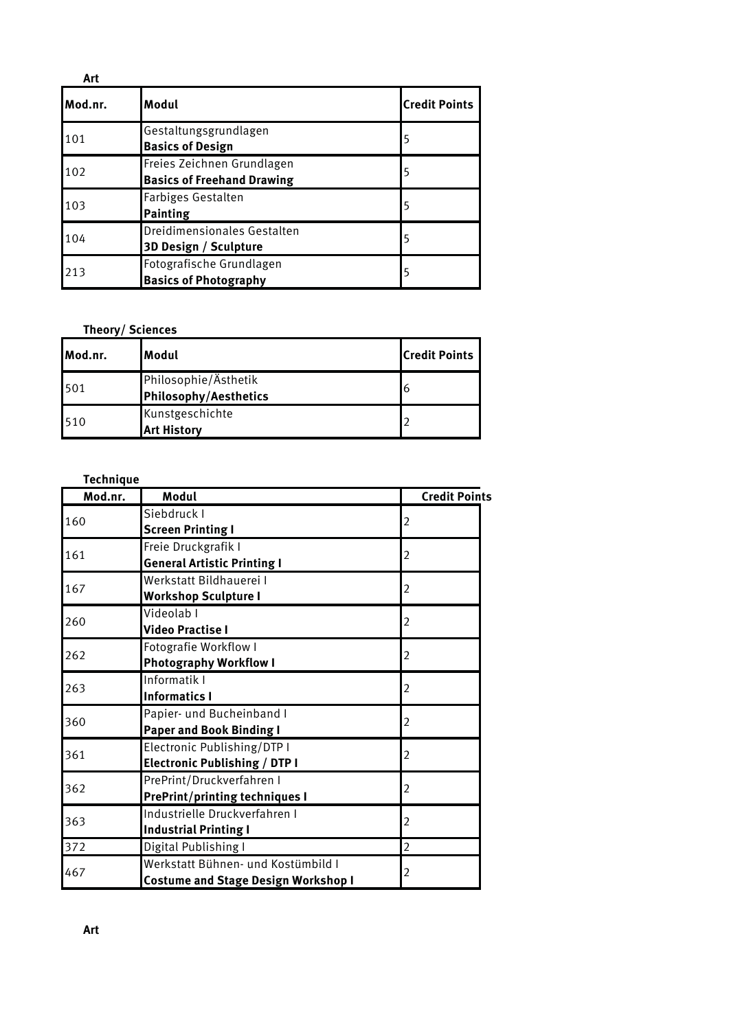**Art**

| Mod.nr. | Modul | Credit Points |
|---|---|---|
| 101 | Gestaltungsgrundlagen **Basics of Design** | 5 |
| 102 | Freies Zeichnen Grundlagen **Basics of Freehand Drawing** | 5 |
| 103 | Farbiges Gestalten **Painting** | 5 |
| 104 | Dreidimensionales Gestalten **3D Design / Sculpture** | 5 |
| 213 | Fotografische Grundlagen **Basics of Photography** | 5 |

**Theory/ Sciences**

| Mod.nr. | Modul | Credit Points |
|---|---|---|
| 501 | Philosophie/Ästhetik **Philosophy/Aesthetics** | 6 |
| 510 | Kunstgeschichte **Art History** | 2 |

**Technique**

| Mod.nr. | Modul | Credit Points |
|---|---|---|
| 160 | Siebdruck I **Screen Printing I** | 2 |
| 161 | Freie Druckgrafik I **General Artistic Printing I** | 2 |
| 167 | Werkstatt Bildhauerei I **Workshop Sculpture I** | 2 |
| 260 | Videolab I **Video Practise I** | 2 |
| 262 | Fotografie Workflow I **Photography Workflow I** | 2 |
| 263 | Informatik I **Informatics I** | 2 |
| 360 | Papier- und Bucheinband I **Paper and Book Binding I** | 2 |
| 361 | Electronic Publishing/DTP I **Electronic Publishing / DTP I** | 2 |
| 362 | PrePrint/Druckverfahren I **PrePrint/printing techniques I** | 2 |
| 363 | Industrielle Druckverfahren I **Industrial Printing I** | 2 |
| 372 | Digital Publishing I | 2 |
| 467 | Werkstatt Bühnen- und Kostümbild I **Costume and Stage Design Workshop I** | 2 |

**Art**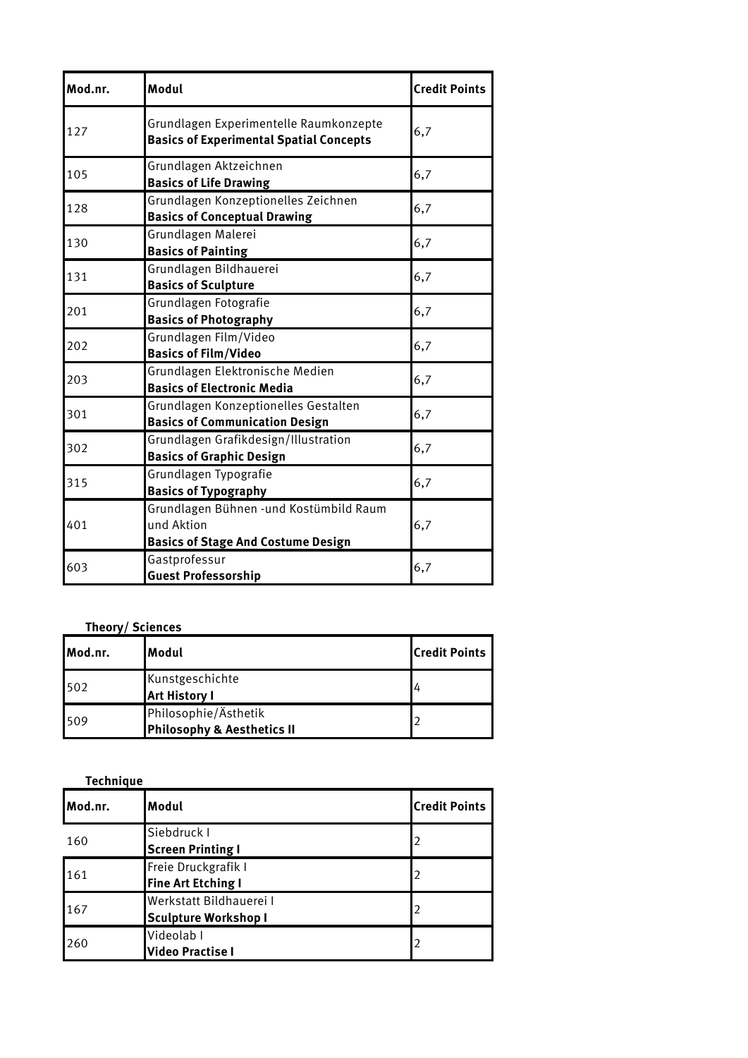| Mod.nr. | Modul | Credit Points |
| --- | --- | --- |
| 127 | Grundlagen Experimentelle Raumkonzepte **Basics of Experimental Spatial Concepts** | 6,7 |
| 105 | Grundlagen Aktzeichnen **Basics of Life Drawing** | 6,7 |
| 128 | Grundlagen Konzeptionelles Zeichnen **Basics of Conceptual Drawing** | 6,7 |
| 130 | Grundlagen Malerei **Basics of Painting** | 6,7 |
| 131 | Grundlagen Bildhauerei **Basics of Sculpture** | 6,7 |
| 201 | Grundlagen Fotografie **Basics of Photography** | 6,7 |
| 202 | Grundlagen Film/Video **Basics of Film/Video** | 6,7 |
| 203 | Grundlagen Elektronische Medien **Basics of Electronic Media** | 6,7 |
| 301 | Grundlagen Konzeptionelles Gestalten **Basics of Communication Design** | 6,7 |
| 302 | Grundlagen Grafikdesign/Illustration **Basics of Graphic Design** | 6,7 |
| 315 | Grundlagen Typografie **Basics of Typography** | 6,7 |
| 401 | Grundlagen Bühnen -und Kostümbild Raum und Aktion **Basics of Stage And Costume Design** | 6,7 |
| 603 | Gastprofessur **Guest Professorship** | 6,7 |

**Theory/ Sciences**

| Mod.nr. | Modul | Credit Points |
| --- | --- | --- |
| 502 | Kunstgeschichte **Art History I** | 4 |
| 509 | Philosophie/Ästhetik **Philosophy & Aesthetics II** | 2 |

**Technique**

| Mod.nr. | Modul | Credit Points |
| --- | --- | --- |
| 160 | Siebdruck I **Screen Printing I** | 2 |
| 161 | Freie Druckgrafik I **Fine Art Etching I** | 2 |
| 167 | Werkstatt Bildhauerei I **Sculpture Workshop I** | 2 |
| 260 | Videolab I **Video Practise I** | 2 |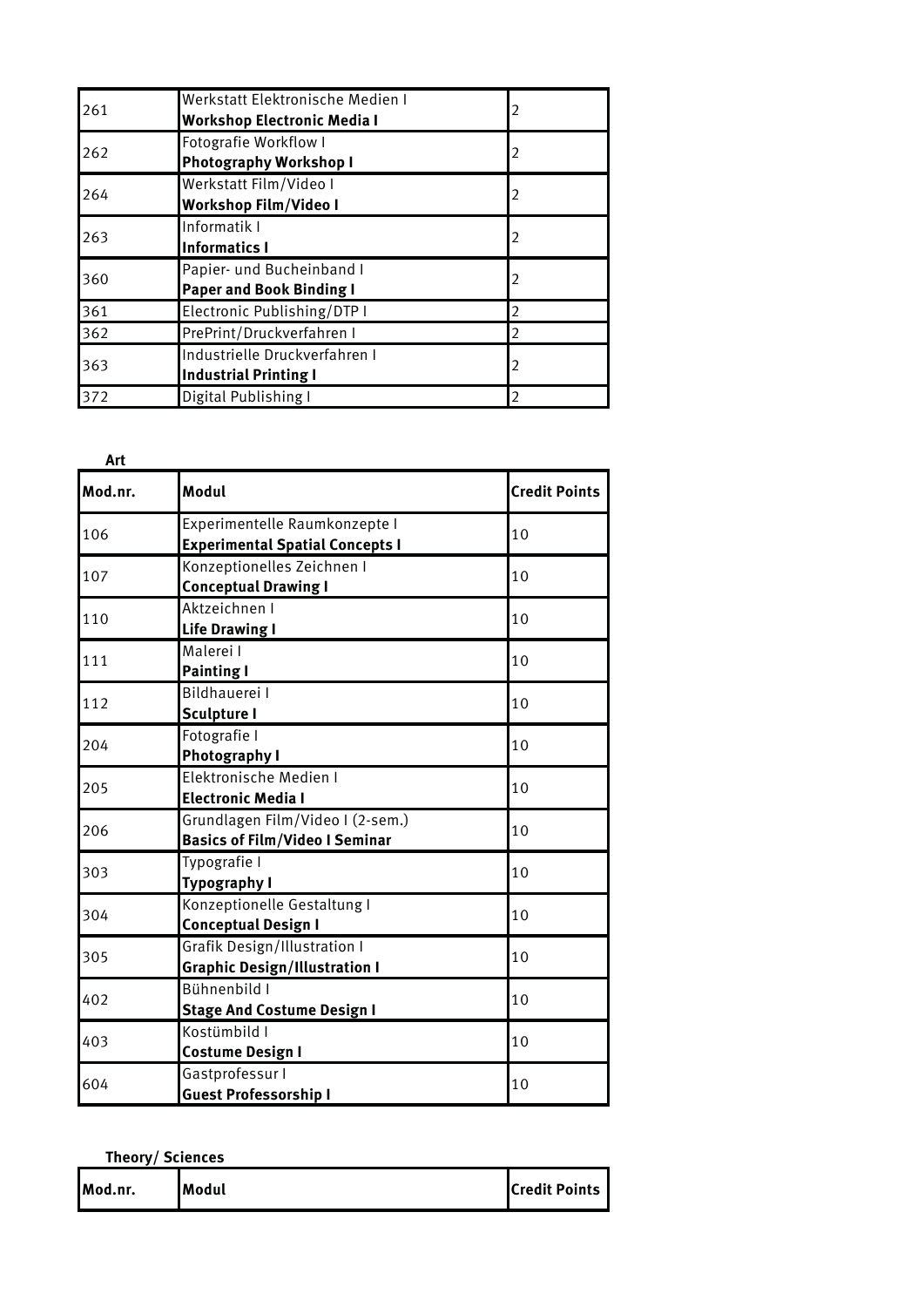| | | |
|---|---|---|
| 261 | Werkstatt Elektronische Medien I<br>**Workshop Electronic Media I** | 2 |
| 262 | Fotografie Workflow I<br>**Photography Workshop I** | 2 |
| 264 | Werkstatt Film/Video I<br>**Workshop Film/Video I** | 2 |
| 263 | Informatik I<br>**Informatics I** | 2 |
| 360 | Papier- und Bucheinband I<br>**Paper and Book Binding I** | 2 |
| 361 | Electronic Publishing/DTP I | 2 |
| 362 | PrePrint/Druckverfahren I | 2 |
| 363 | Industrielle Druckverfahren I<br>**Industrial Printing I** | 2 |
| 372 | Digital Publishing I | 2 |

**Art**

| Mod.nr. | Modul | Credit Points |
|---|---|---|
| 106 | Experimentelle Raumkonzepte I<br>**Experimental Spatial Concepts I** | 10 |
| 107 | Konzeptionelles Zeichnen I<br>**Conceptual Drawing I** | 10 |
| 110 | Aktzeichnen I<br>**Life Drawing I** | 10 |
| 111 | Malerei I<br>**Painting I** | 10 |
| 112 | Bildhauerei I<br>**Sculpture I** | 10 |
| 204 | Fotografie I<br>**Photography I** | 10 |
| 205 | Elektronische Medien I<br>**Electronic Media I** | 10 |
| 206 | Grundlagen Film/Video I (2-sem.)<br>**Basics of Film/Video I Seminar** | 10 |
| 303 | Typografie I<br>**Typography I** | 10 |
| 304 | Konzeptionelle Gestaltung I<br>**Conceptual Design I** | 10 |
| 305 | Grafik Design/Illustration I<br>**Graphic Design/Illustration I** | 10 |
| 402 | Bühnenbild I<br>**Stage And Costume Design I** | 10 |
| 403 | Kostümbild I<br>**Costume Design I** | 10 |
| 604 | Gastprofessur I<br>**Guest Professorship I** | 10 |

**Theory/ Sciences**

| Mod.nr. | Modul | Credit Points |
|---|---|---|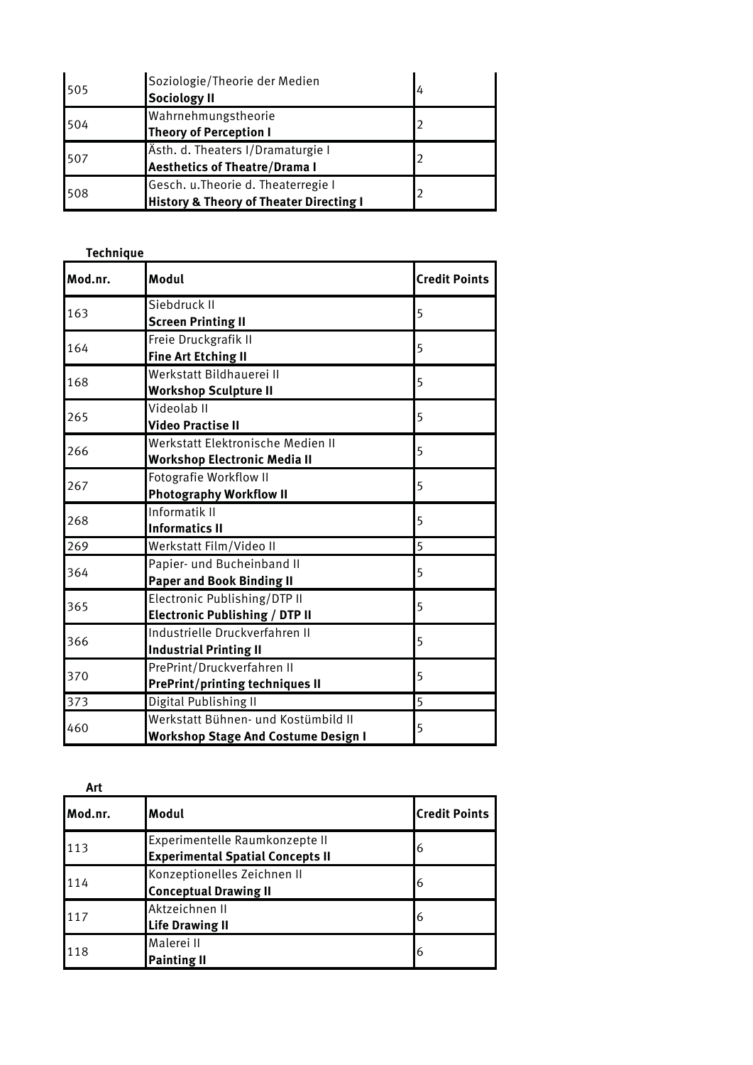| | | |
|---|---|---|
| 505 | Soziologie/Theorie der Medien<br>**Sociology II** | 4 |
| 504 | Wahrnehmungstheorie<br>**Theory of Perception I** | 2 |
| 507 | Ästh. d. Theaters I/Dramaturgie I<br>**Aesthetics of Theatre/Drama I** | 2 |
| 508 | Gesch. u.Theorie d. Theaterregie I<br>**History & Theory of Theater Directing I** | 2 |

**Technique**

| Mod.nr. | Modul | Credit Points |
|---|---|---|
| 163 | Siebdruck II<br>**Screen Printing II** | 5 |
| 164 | Freie Druckgrafik II<br>**Fine Art Etching II** | 5 |
| 168 | Werkstatt Bildhauerei II<br>**Workshop Sculpture II** | 5 |
| 265 | Videolab II<br>**Video Practise II** | 5 |
| 266 | Werkstatt Elektronische Medien II<br>**Workshop Electronic Media II** | 5 |
| 267 | Fotografie Workflow II<br>**Photography Workflow II** | 5 |
| 268 | Informatik II<br>**Informatics II** | 5 |
| 269 | Werkstatt Film/Video II | 5 |
| 364 | Papier- und Bucheinband II<br>**Paper and Book Binding II** | 5 |
| 365 | Electronic Publishing/DTP II<br>**Electronic Publishing / DTP II** | 5 |
| 366 | Industrielle Druckverfahren II<br>**Industrial Printing II** | 5 |
| 370 | PrePrint/Druckverfahren II<br>**PrePrint/printing techniques II** | 5 |
| 373 | Digital Publishing II | 5 |
| 460 | Werkstatt Bühnen- und Kostümbild II<br>**Workshop Stage And Costume Design I** | 5 |

**Art**

| Mod.nr. | Modul | Credit Points |
|---|---|---|
| 113 | Experimentelle Raumkonzepte II<br>**Experimental Spatial Concepts II** | 6 |
| 114 | Konzeptionelles Zeichnen II<br>**Conceptual Drawing II** | 6 |
| 117 | Aktzeichnen II<br>**Life Drawing II** | 6 |
| 118 | Malerei II<br>**Painting II** | 6 |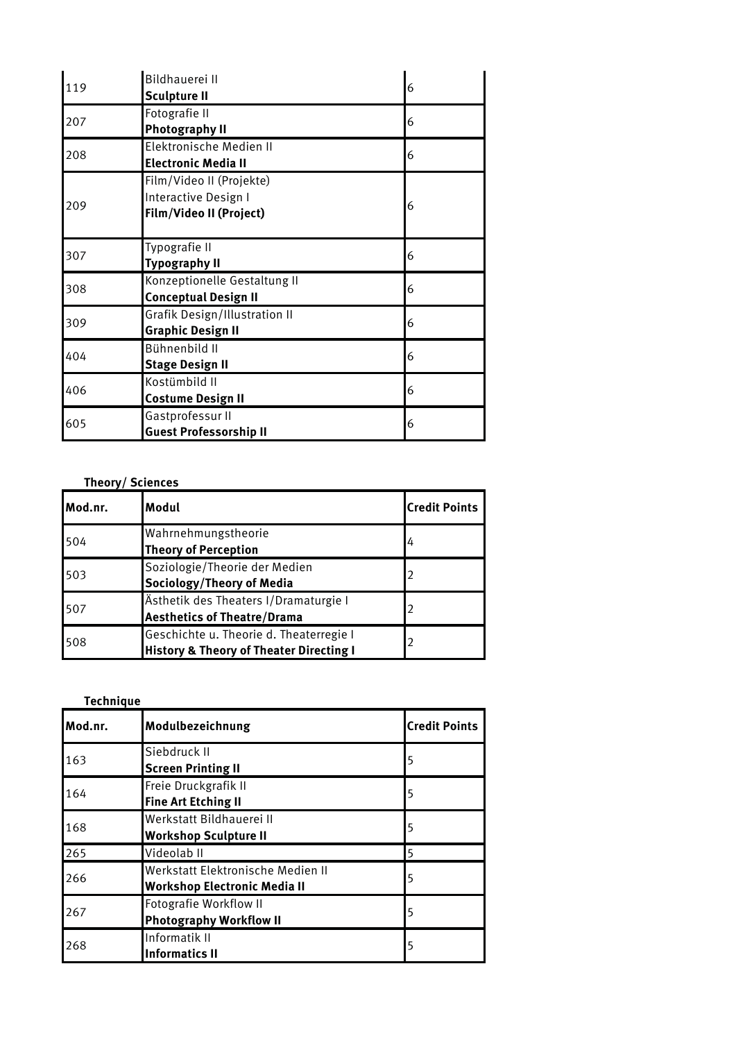| | | |
|---|---|---|
| 119 | Bildhauerei II<br>**Sculpture II** | 6 |
| 207 | Fotografie II<br>**Photography II** | 6 |
| 208 | Elektronische Medien II<br>**Electronic Media II** | 6 |
| 209 | Film/Video II (Projekte)<br>Interactive Design I<br>**Film/Video II (Project)** | 6 |
| 307 | Typografie II<br>**Typography II** | 6 |
| 308 | Konzeptionelle Gestaltung II<br>**Conceptual Design II** | 6 |
| 309 | Grafik Design/Illustration II<br>**Graphic Design II** | 6 |
| 404 | Bühnenbild II<br>**Stage Design II** | 6 |
| 406 | Kostümbild II<br>**Costume Design II** | 6 |
| 605 | Gastprofessur II<br>**Guest Professorship II** | 6 |

**Theory/ Sciences**

| Mod.nr. | Modul | Credit Points |
|---|---|---|
| 504 | Wahrnehmungstheorie<br>**Theory of Perception** | 4 |
| 503 | Soziologie/Theorie der Medien<br>**Sociology/Theory of Media** | 2 |
| 507 | Ästhetik des Theaters I/Dramaturgie I<br>**Aesthetics of Theatre/Drama** | 2 |
| 508 | Geschichte u. Theorie d. Theaterregie I<br>**History & Theory of Theater Directing I** | 2 |

**Technique**

| Mod.nr. | Modulbezeichnung | Credit Points |
|---|---|---|
| 163 | Siebdruck II<br>**Screen Printing II** | 5 |
| 164 | Freie Druckgrafik II<br>**Fine Art Etching II** | 5 |
| 168 | Werkstatt Bildhauerei II<br>**Workshop Sculpture II** | 5 |
| 265 | Videolab II | 5 |
| 266 | Werkstatt Elektronische Medien II<br>**Workshop Electronic Media II** | 5 |
| 267 | Fotografie Workflow II<br>**Photography Workflow II** | 5 |
| 268 | Informatik II<br>**Informatics II** | 5 |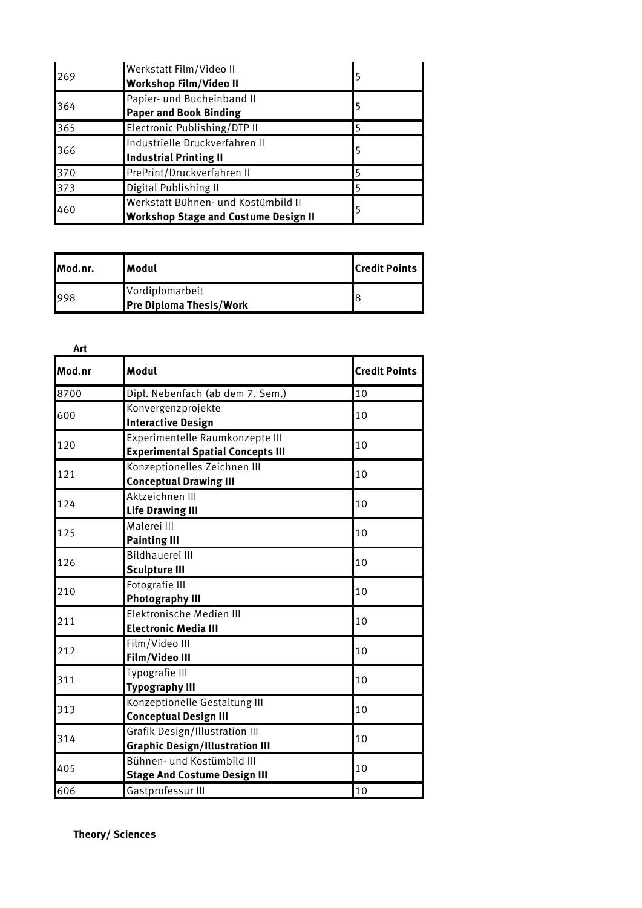| | | |
|---|---|---|
| 269 | Werkstatt Film/Video II<br>**Workshop Film/Video II** | 5 |
| 364 | Papier- und Bucheinband II<br>**Paper and Book Binding** | 5 |
| 365 | Electronic Publishing/DTP II | 5 |
| 366 | Industrielle Druckverfahren II<br>**Industrial Printing II** | 5 |
| 370 | PrePrint/Druckverfahren II | 5 |
| 373 | Digital Publishing II | 5 |
| 460 | Werkstatt Bühnen- und Kostümbild II<br>**Workshop Stage and Costume Design II** | 5 |

| Mod.nr. | Modul | Credit Points |
|---|---|---|
| 998 | Vordiplomarbeit<br>**Pre Diploma Thesis/Work** | 8 |

**Art**

| Mod.nr | Modul | Credit Points |
|---|---|---|
| 8700 | Dipl. Nebenfach (ab dem 7. Sem.) | 10 |
| 600 | Konvergenzprojekte<br>**Interactive Design** | 10 |
| 120 | Experimentelle Raumkonzepte III<br>**Experimental Spatial Concepts III** | 10 |
| 121 | Konzeptionelles Zeichnen III<br>**Conceptual Drawing III** | 10 |
| 124 | Aktzeichnen III<br>**Life Drawing III** | 10 |
| 125 | Malerei III<br>**Painting III** | 10 |
| 126 | Bildhauerei III<br>**Sculpture III** | 10 |
| 210 | Fotografie III<br>**Photography III** | 10 |
| 211 | Elektronische Medien III<br>**Electronic Media III** | 10 |
| 212 | Film/Video III<br>**Film/Video III** | 10 |
| 311 | Typografie III<br>**Typography III** | 10 |
| 313 | Konzeptionelle Gestaltung III<br>**Conceptual Design III** | 10 |
| 314 | Grafik Design/Illustration III<br>**Graphic Design/Illustration III** | 10 |
| 405 | Bühnen- und Kostümbild III<br>**Stage And Costume Design III** | 10 |
| 606 | Gastprofessur III | 10 |

**Theory/ Sciences**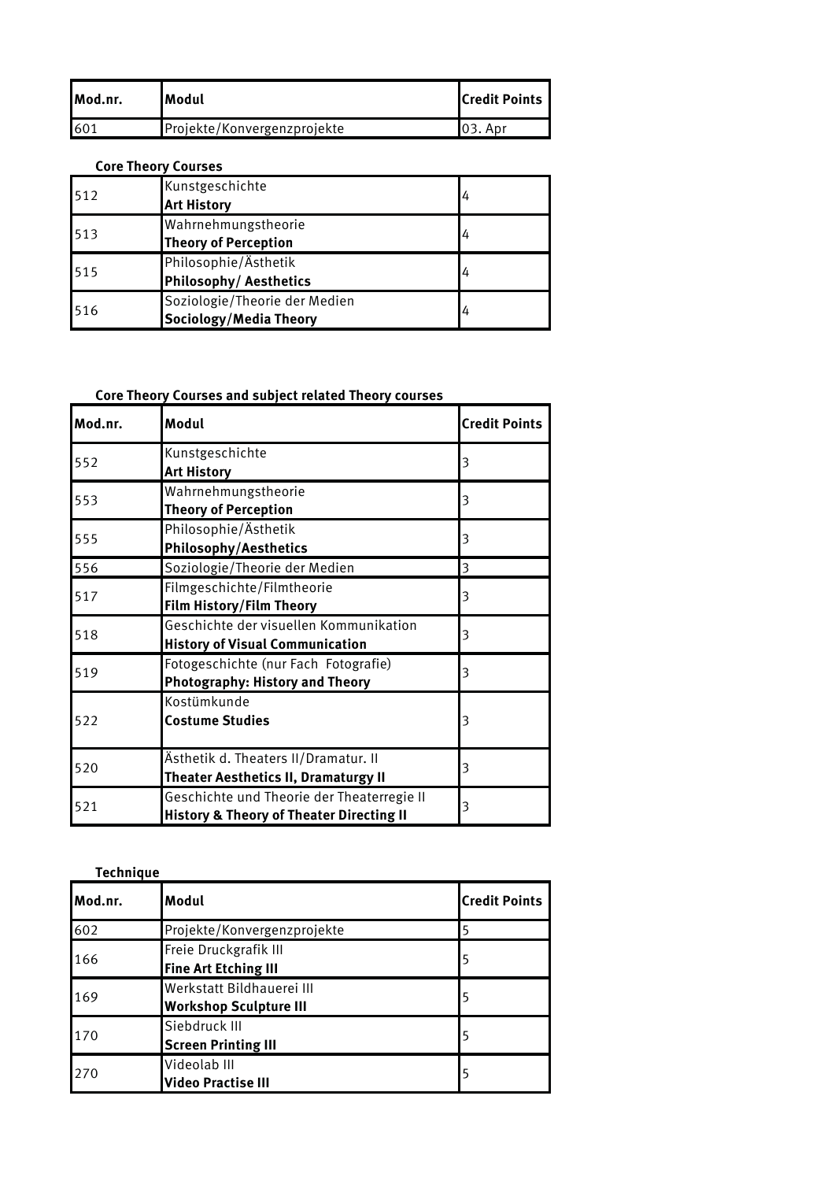| Mod.nr. | Modul | Credit Points |
|---|---|---|
| 601 | Projekte/Konvergenzprojekte | 03. Apr |

**Core Theory Courses**

| | | |
|---|---|---|
| 512 | Kunstgeschichte<br>**Art History** | 4 |
| 513 | Wahrnehmungstheorie<br>**Theory of Perception** | 4 |
| 515 | Philosophie/Ästhetik<br>**Philosophy/ Aesthetics** | 4 |
| 516 | Soziologie/Theorie der Medien<br>**Sociology/Media Theory** | 4 |

**Core Theory Courses and subject related Theory courses**

| Mod.nr. | Modul | Credit Points |
|---|---|---|
| 552 | Kunstgeschichte<br>**Art History** | 3 |
| 553 | Wahrnehmungstheorie<br>**Theory of Perception** | 3 |
| 555 | Philosophie/Ästhetik<br>**Philosophy/Aesthetics** | 3 |
| 556 | Soziologie/Theorie der Medien | 3 |
| 517 | Filmgeschichte/Filmtheorie<br>**Film History/Film Theory** | 3 |
| 518 | Geschichte der visuellen Kommunikation<br>**History of Visual Communication** | 3 |
| 519 | Fotogeschichte (nur Fach Fotografie)<br>**Photography: History and Theory** | 3 |
| 522 | Kostümkunde<br>**Costume Studies** | 3 |
| 520 | Ästhetik d. Theaters II/Dramatur. II<br>**Theater Aesthetics II, Dramaturgy II** | 3 |
| 521 | Geschichte und Theorie der Theaterregie II<br>**History & Theory of Theater Directing II** | 3 |

**Technique**

| Mod.nr. | Modul | Credit Points |
|---|---|---|
| 602 | Projekte/Konvergenzprojekte | 5 |
| 166 | Freie Druckgrafik III<br>**Fine Art Etching III** | 5 |
| 169 | Werkstatt Bildhauerei III<br>**Workshop Sculpture III** | 5 |
| 170 | Siebdruck III<br>**Screen Printing III** | 5 |
| 270 | Videolab III<br>**Video Practise III** | 5 |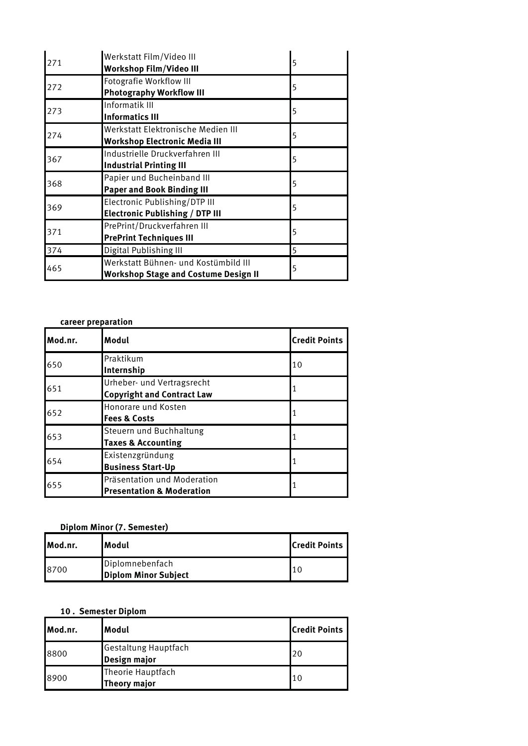| | | |
|---|---|---|
| 271 | Werkstatt Film/Video III<br>**Workshop Film/Video III** | 5 |
| 272 | Fotografie Workflow III<br>**Photography Workflow III** | 5 |
| 273 | Informatik III<br>**Informatics III** | 5 |
| 274 | Werkstatt Elektronische Medien III<br>**Workshop Electronic Media III** | 5 |
| 367 | Industrielle Druckverfahren III<br>**Industrial Printing III** | 5 |
| 368 | Papier und Bucheinband III<br>**Paper and Book Binding III** | 5 |
| 369 | Electronic Publishing/DTP III<br>**Electronic Publishing / DTP III** | 5 |
| 371 | PrePrint/Druckverfahren III<br>**PrePrint Techniques III** | 5 |
| 374 | Digital Publishing III | 5 |
| 465 | Werkstatt Bühnen- und Kostümbild III<br>**Workshop Stage and Costume Design II** | 5 |

**career preparation**

| Mod.nr. | Modul | Credit Points |
|---|---|---|
| 650 | Praktikum<br>**Internship** | 10 |
| 651 | Urheber- und Vertragsrecht<br>**Copyright and Contract Law** | 1 |
| 652 | Honorare und Kosten<br>**Fees & Costs** | 1 |
| 653 | Steuern und Buchhaltung<br>**Taxes & Accounting** | 1 |
| 654 | Existenzgründung<br>**Business Start-Up** | 1 |
| 655 | Präsentation und Moderation<br>**Presentation & Moderation** | 1 |

**Diplom Minor (7. Semester)**

| Mod.nr. | Modul | Credit Points |
|---|---|---|
| 8700 | Diplomnebenfach<br>**Diplom Minor Subject** | 10 |

**10 . Semester Diplom**

| Mod.nr. | Modul | Credit Points |
|---|---|---|
| 8800 | Gestaltung Hauptfach<br>**Design major** | 20 |
| 8900 | Theorie Hauptfach<br>**Theory major** | 10 |